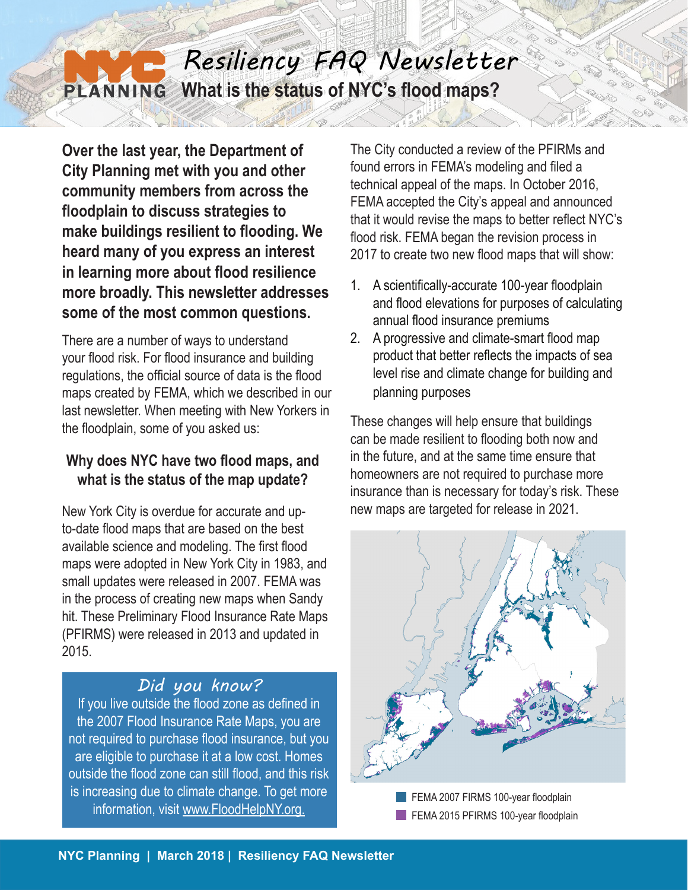# Resiliency FAQ Newsletter

## What is the status of NYC's flood maps?

**Over the last year, the Department of City Planning met with you and other community members from across the floodplain to discuss strategies to make buildings resilient to flooding. We heard many of you express an interest in learning more about flood resilience more broadly. This newsletter addresses some of the most common questions.**

There are a number of ways to understand your flood risk. For flood insurance and building regulations, the official source of data is the flood maps created by FEMA, which we described in our last newsletter. When meeting with New Yorkers in the floodplain, some of you asked us:

### Why does NYC have two flood maps, and what is the status of the map update?

New York City is overdue for accurate and up-to-date flood maps that are based on the best available science and modeling. The first flood maps were adopted in New York City in 1983, and small updates were released in 2007. FEMA was in the process of creating new maps when Sandy hit. These Preliminary Flood Insurance Rate Maps (PFIRMS) were released in 2013 and updated in 2015.

> *Did you know?*
>
> If you live outside the flood zone as defined in the 2007 Flood Insurance Rate Maps, you are not required to purchase flood insurance, but you are eligible to purchase it at a low cost. Homes outside the flood zone can still flood, and this risk is increasing due to climate change. To get more information, visit www.FloodHelpNY.org.

The City conducted a review of the PFIRMs and found errors in FEMA's modeling and filed a technical appeal of the maps. In October 2016, FEMA accepted the City's appeal and announced that it would revise the maps to better reflect NYC's flood risk. FEMA began the revision process in 2017 to create two new flood maps that will show:

1. A scientifically-accurate 100-year floodplain and flood elevations for purposes of calculating annual flood insurance premiums
2. A progressive and climate-smart flood map product that better reflects the impacts of sea level rise and climate change for building and planning purposes

These changes will help ensure that buildings can be made resilient to flooding both now and in the future, and at the same time ensure that homeowners are not required to purchase more insurance than is necessary for today's risk. These new maps are targeted for release in 2021.

- FEMA 2007 FIRMS 100-year floodplain
- FEMA 2015 PFIRMS 100-year floodplain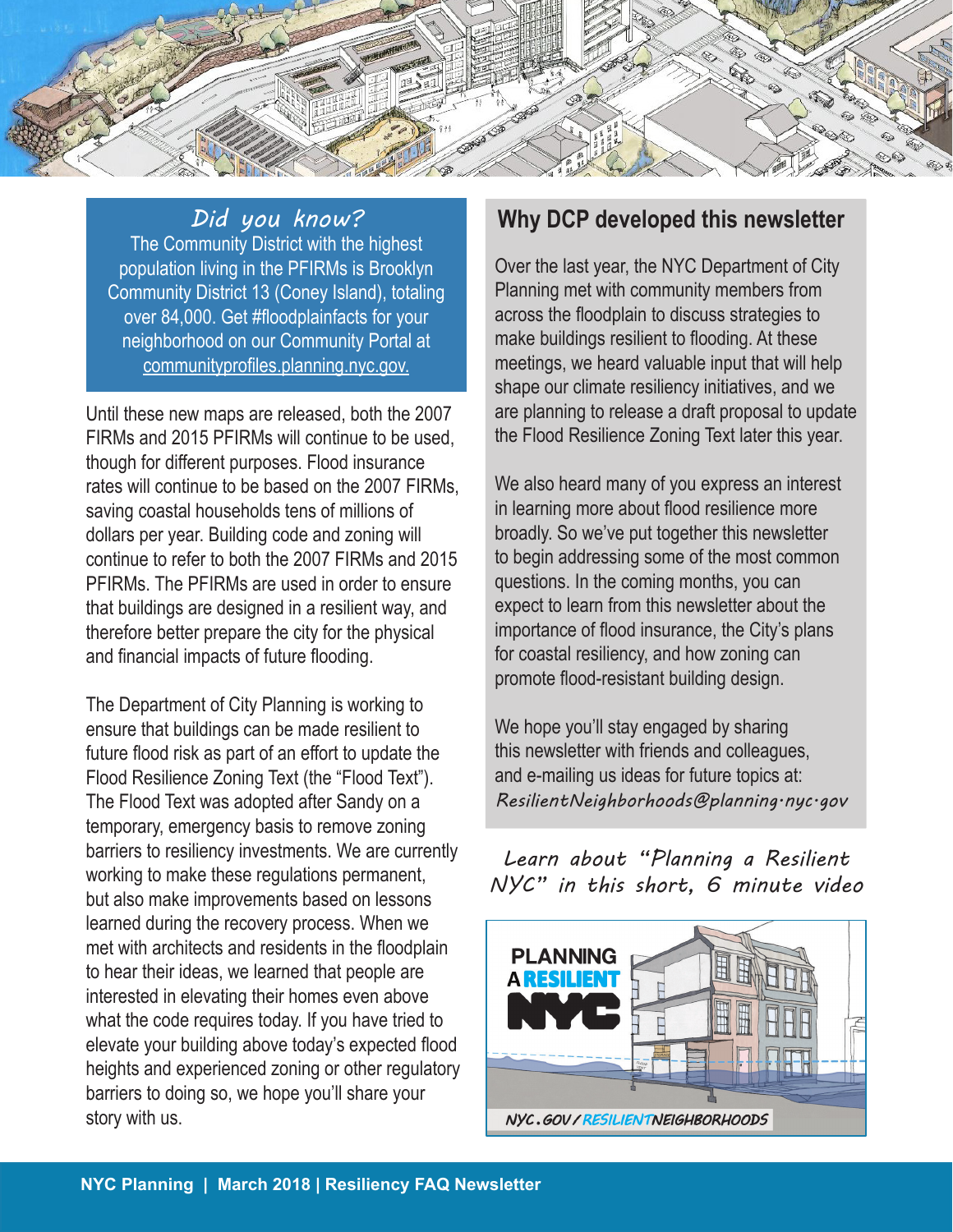**Did you know?**
The Community District with the highest population living in the PFIRMs is Brooklyn Community District 13 (Coney Island), totaling over 84,000. Get #floodplainfacts for your neighborhood on our Community Portal at communityprofiles.planning.nyc.gov.

Until these new maps are released, both the 2007 FIRMs and 2015 PFIRMs will continue to be used, though for different purposes. Flood insurance rates will continue to be based on the 2007 FIRMs, saving coastal households tens of millions of dollars per year. Building code and zoning will continue to refer to both the 2007 FIRMs and 2015 PFIRMs. The PFIRMs are used in order to ensure that buildings are designed in a resilient way, and therefore better prepare the city for the physical and financial impacts of future flooding.

The Department of City Planning is working to ensure that buildings can be made resilient to future flood risk as part of an effort to update the Flood Resilience Zoning Text (the "Flood Text"). The Flood Text was adopted after Sandy on a temporary, emergency basis to remove zoning barriers to resiliency investments. We are currently working to make these regulations permanent, but also make improvements based on lessons learned during the recovery process. When we met with architects and residents in the floodplain to hear their ideas, we learned that people are interested in elevating their homes even above what the code requires today. If you have tried to elevate your building above today's expected flood heights and experienced zoning or other regulatory barriers to doing so, we hope you'll share your story with us.

## Why DCP developed this newsletter

Over the last year, the NYC Department of City Planning met with community members from across the floodplain to discuss strategies to make buildings resilient to flooding. At these meetings, we heard valuable input that will help shape our climate resiliency initiatives, and we are planning to release a draft proposal to update the Flood Resilience Zoning Text later this year.

We also heard many of you express an interest in learning more about flood resilience more broadly. So we've put together this newsletter to begin addressing some of the most common questions. In the coming months, you can expect to learn from this newsletter about the importance of flood insurance, the City's plans for coastal resiliency, and how zoning can promote flood-resistant building design.

We hope you'll stay engaged by sharing this newsletter with friends and colleagues, and e-mailing us ideas for future topics at: *ResilientNeighborhoods@planning.nyc.gov*

*Learn about "Planning a Resilient NYC" in this short, 6 minute video*

PLANNING A RESILIENT NYC

NYC.GOV/RESILIENTNEIGHBORHOODS